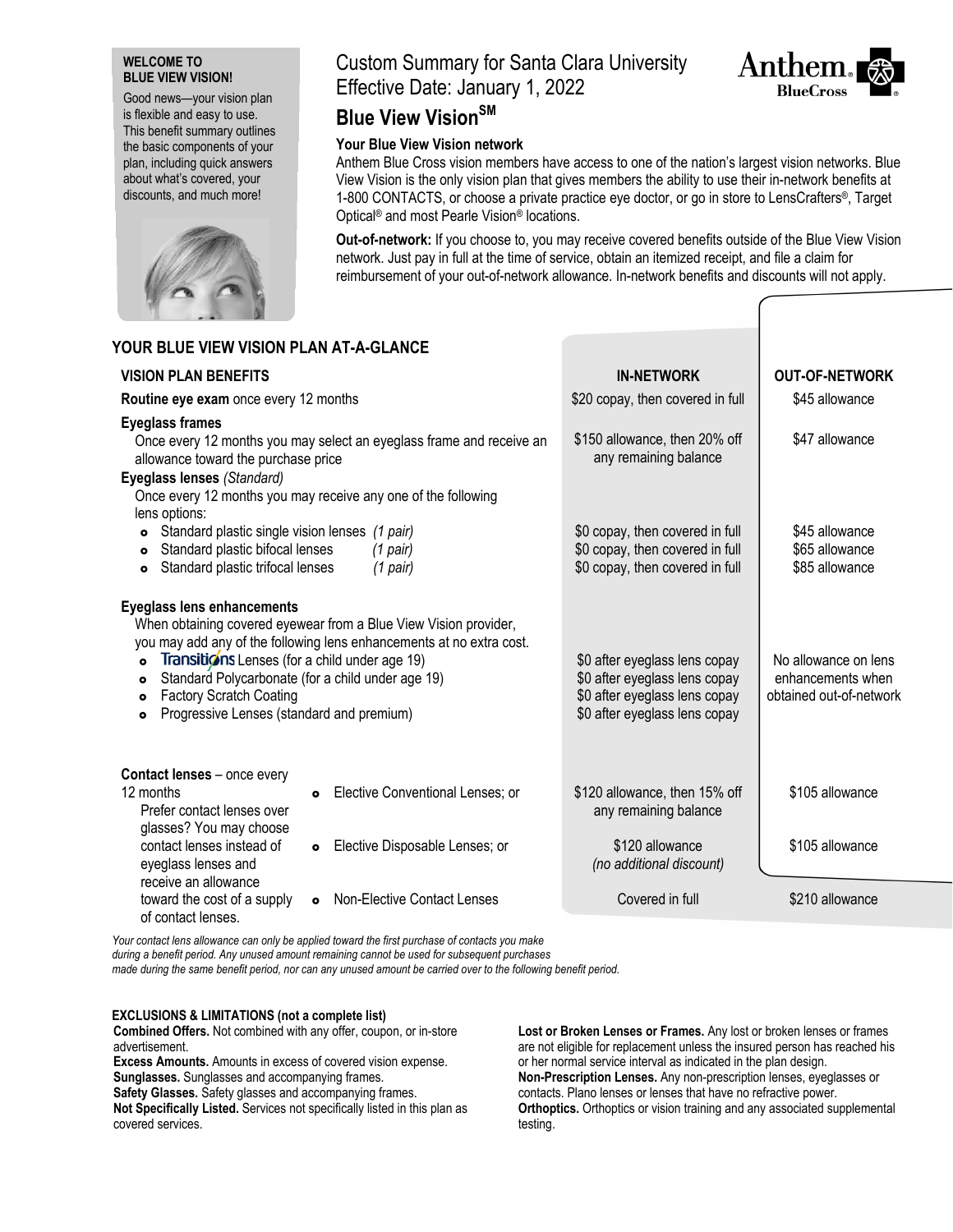**WELCOME TO BLUE VIEW VISION!**

Good news—your vision plan is flexible and easy to use. This benefit summary outlines the basic components of your plan, including quick answers about what's covered, your discounts, and much more!

# Custom Summary for Santa Clara University
Effective Date: January 1, 2022

## Blue View Vision℠

### Your Blue View Vision network

Anthem Blue Cross vision members have access to one of the nation's largest vision networks. Blue View Vision is the only vision plan that gives members the ability to use their in-network benefits at 1-800 CONTACTS, or choose a private practice eye doctor, or go in store to LensCrafters®, Target Optical® and most Pearle Vision® locations.

**Out-of-network:** If you choose to, you may receive covered benefits outside of the Blue View Vision network. Just pay in full at the time of service, obtain an itemized receipt, and file a claim for reimbursement of your out-of-network allowance. In-network benefits and discounts will not apply.

## YOUR BLUE VIEW VISION PLAN AT-A-GLANCE

| VISION PLAN BENEFITS | IN-NETWORK | OUT-OF-NETWORK |
|---|---|---|
| **Routine eye exam** once every 12 months | $20 copay, then covered in full | $45 allowance |
| **Eyeglass frames** Once every 12 months you may select an eyeglass frame and receive an allowance toward the purchase price | $150 allowance, then 20% off any remaining balance | $47 allowance |
| **Eyeglass lenses** *(Standard)* Once every 12 months you may receive any one of the following lens options: | | |
| • Standard plastic single vision lenses *(1 pair)* | $0 copay, then covered in full | $45 allowance |
| • Standard plastic bifocal lenses *(1 pair)* | $0 copay, then covered in full | $65 allowance |
| • Standard plastic trifocal lenses *(1 pair)* | $0 copay, then covered in full | $85 allowance |
| **Eyeglass lens enhancements** When obtaining covered eyewear from a Blue View Vision provider, you may add any of the following lens enhancements at no extra cost. | | No allowance on lens enhancements when obtained out-of-network |
| • Transitions Lenses (for a child under age 19) | $0 after eyeglass lens copay | |
| • Standard Polycarbonate (for a child under age 19) | $0 after eyeglass lens copay | |
| • Factory Scratch Coating | $0 after eyeglass lens copay | |
| • Progressive Lenses (standard and premium) | $0 after eyeglass lens copay | |
| **Contact lenses** – once every 12 months. Prefer contact lenses over glasses? You may choose contact lenses instead of eyeglass lenses and receive an allowance toward the cost of a supply of contact lenses. | | |
| • Elective Conventional Lenses; or | $120 allowance, then 15% off any remaining balance | $105 allowance |
| • Elective Disposable Lenses; or | $120 allowance *(no additional discount)* | $105 allowance |
| • Non-Elective Contact Lenses | Covered in full | $210 allowance |

*Your contact lens allowance can only be applied toward the first purchase of contacts you make during a benefit period. Any unused amount remaining cannot be used for subsequent purchases made during the same benefit period, nor can any unused amount be carried over to the following benefit period.*

### EXCLUSIONS & LIMITATIONS (not a complete list)

**Combined Offers.** Not combined with any offer, coupon, or in-store advertisement.
**Excess Amounts.** Amounts in excess of covered vision expense.
**Sunglasses.** Sunglasses and accompanying frames.
**Safety Glasses.** Safety glasses and accompanying frames.
**Not Specifically Listed.** Services not specifically listed in this plan as covered services.
**Lost or Broken Lenses or Frames.** Any lost or broken lenses or frames are not eligible for replacement unless the insured person has reached his or her normal service interval as indicated in the plan design.
**Non-Prescription Lenses.** Any non-prescription lenses, eyeglasses or contacts. Plano lenses or lenses that have no refractive power.
**Orthoptics.** Orthoptics or vision training and any associated supplemental testing.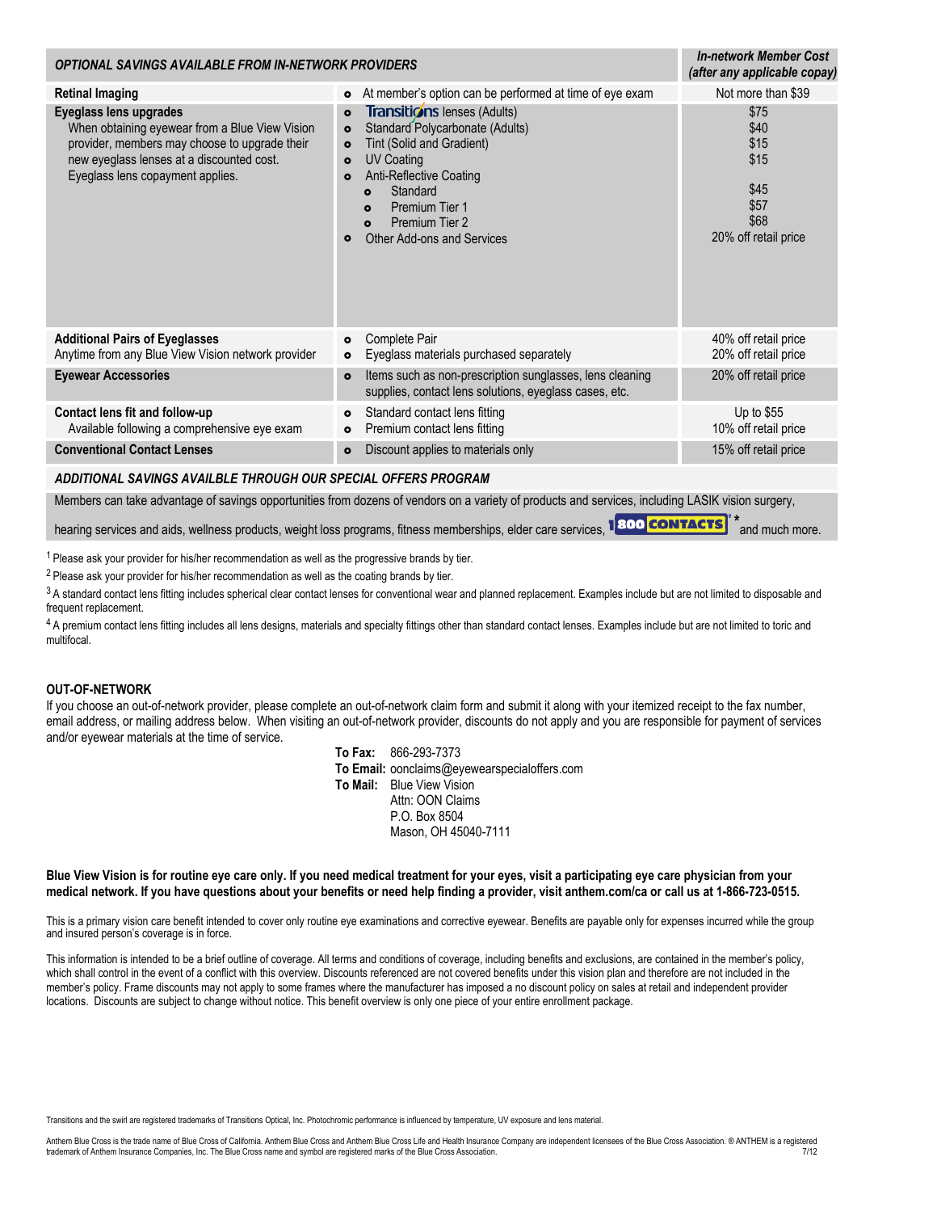| *OPTIONAL SAVINGS AVAILABLE FROM IN-NETWORK PROVIDERS* | | *In-network Member Cost (after any applicable copay)* |
|---|---|---|
| **Retinal Imaging** | At member's option can be performed at time of eye exam | Not more than $39 |
| **Eyeglass lens upgrades** When obtaining eyewear from a Blue View Vision provider, members may choose to upgrade their new eyeglass lenses at a discounted cost. Eyeglass lens copayment applies. | Transitions lenses (Adults)<br>Standard Polycarbonate (Adults)<br>Tint (Solid and Gradient)<br>UV Coating<br>Anti-Reflective Coating<br>Standard<br>Premium Tier 1<br>Premium Tier 2<br>Other Add-ons and Services | $75<br>$40<br>$15<br>$15<br><br>$45<br>$57<br>$68<br>20% off retail price |
| **Additional Pairs of Eyeglasses** Anytime from any Blue View Vision network provider | Complete Pair<br>Eyeglass materials purchased separately | 40% off retail price<br>20% off retail price |
| **Eyewear Accessories** | Items such as non-prescription sunglasses, lens cleaning supplies, contact lens solutions, eyeglass cases, etc. | 20% off retail price |
| **Contact lens fit and follow-up** Available following a comprehensive eye exam | Standard contact lens fitting<br>Premium contact lens fitting | Up to $55<br>10% off retail price |
| **Conventional Contact Lenses** | Discount applies to materials only | 15% off retail price |

***ADDITIONAL SAVINGS AVAILBLE THROUGH OUR SPECIAL OFFERS PROGRAM***

Members can take advantage of savings opportunities from dozens of vendors on a variety of products and services, including LASIK vision surgery, hearing services and aids, wellness products, weight loss programs, fitness memberships, elder care services, 1800 CONTACTS* and much more.

[1] Please ask your provider for his/her recommendation as well as the progressive brands by tier.

[2] Please ask your provider for his/her recommendation as well as the coating brands by tier.

[3] A standard contact lens fitting includes spherical clear contact lenses for conventional wear and planned replacement. Examples include but are not limited to disposable and frequent replacement.

[4] A premium contact lens fitting includes all lens designs, materials and specialty fittings other than standard contact lenses. Examples include but are not limited to toric and multifocal.

**OUT-OF-NETWORK**

If you choose an out-of-network provider, please complete an out-of-network claim form and submit it along with your itemized receipt to the fax number, email address, or mailing address below. When visiting an out-of-network provider, discounts do not apply and you are responsible for payment of services and/or eyewear materials at the time of service.

**To Fax:** 866-293-7373
**To Email:** oonclaims@eyewearspecialoffers.com
**To Mail:** Blue View Vision
Attn: OON Claims
P.O. Box 8504
Mason, OH 45040-7111

**Blue View Vision is for routine eye care only. If you need medical treatment for your eyes, visit a participating eye care physician from your medical network. If you have questions about your benefits or need help finding a provider, visit anthem.com/ca or call us at 1-866-723-0515.**

This is a primary vision care benefit intended to cover only routine eye examinations and corrective eyewear. Benefits are payable only for expenses incurred while the group and insured person's coverage is in force.

This information is intended to be a brief outline of coverage. All terms and conditions of coverage, including benefits and exclusions, are contained in the member's policy, which shall control in the event of a conflict with this overview. Discounts referenced are not covered benefits under this vision plan and therefore are not included in the member's policy. Frame discounts may not apply to some frames where the manufacturer has imposed a no discount policy on sales at retail and independent provider locations. Discounts are subject to change without notice. This benefit overview is only one piece of your entire enrollment package.

Transitions and the swirl are registered trademarks of Transitions Optical, Inc. Photochromic performance is influenced by temperature, UV exposure and lens material.

Anthem Blue Cross is the trade name of Blue Cross of California. Anthem Blue Cross and Anthem Blue Cross Life and Health Insurance Company are independent licensees of the Blue Cross Association. ® ANTHEM is a registered trademark of Anthem Insurance Companies, Inc. The Blue Cross name and symbol are registered marks of the Blue Cross Association. 7/12